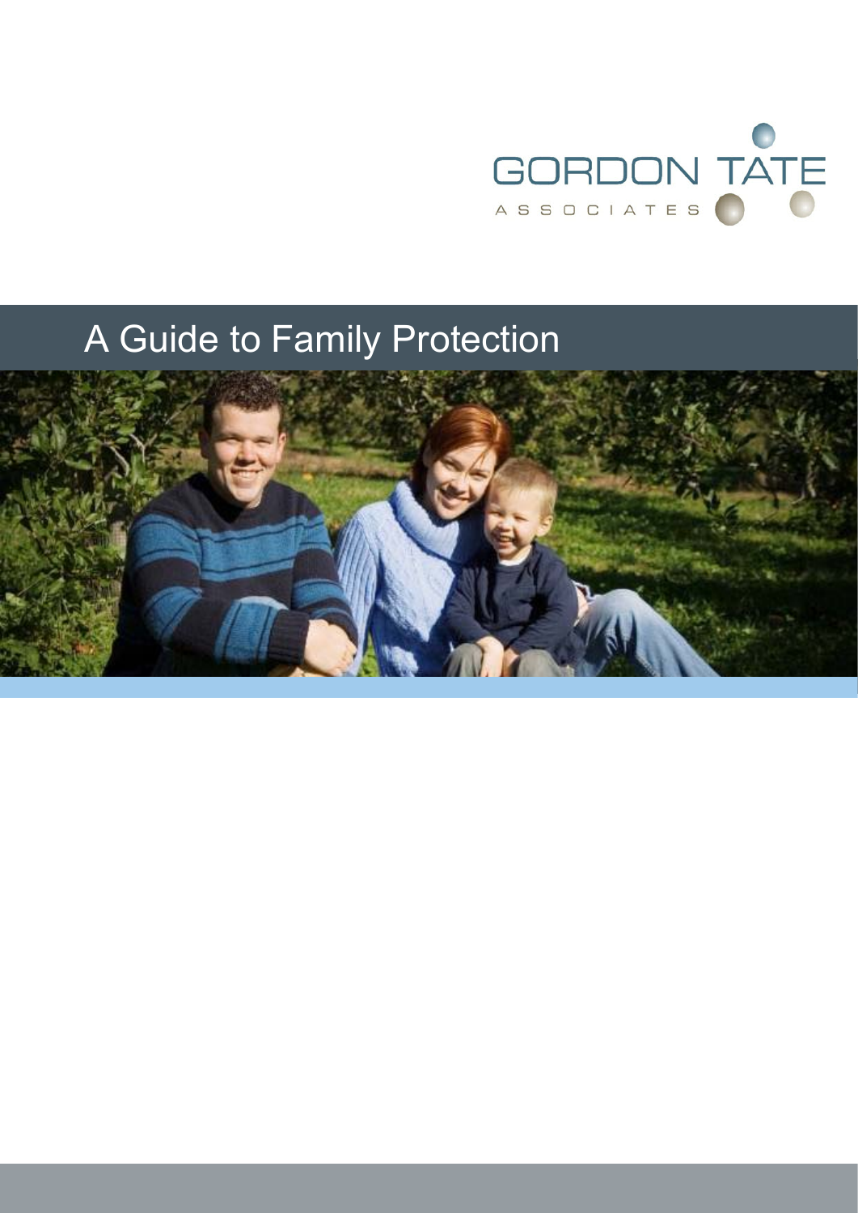GORDON TATE

ASSOCIATES

# A Guide to Family Protection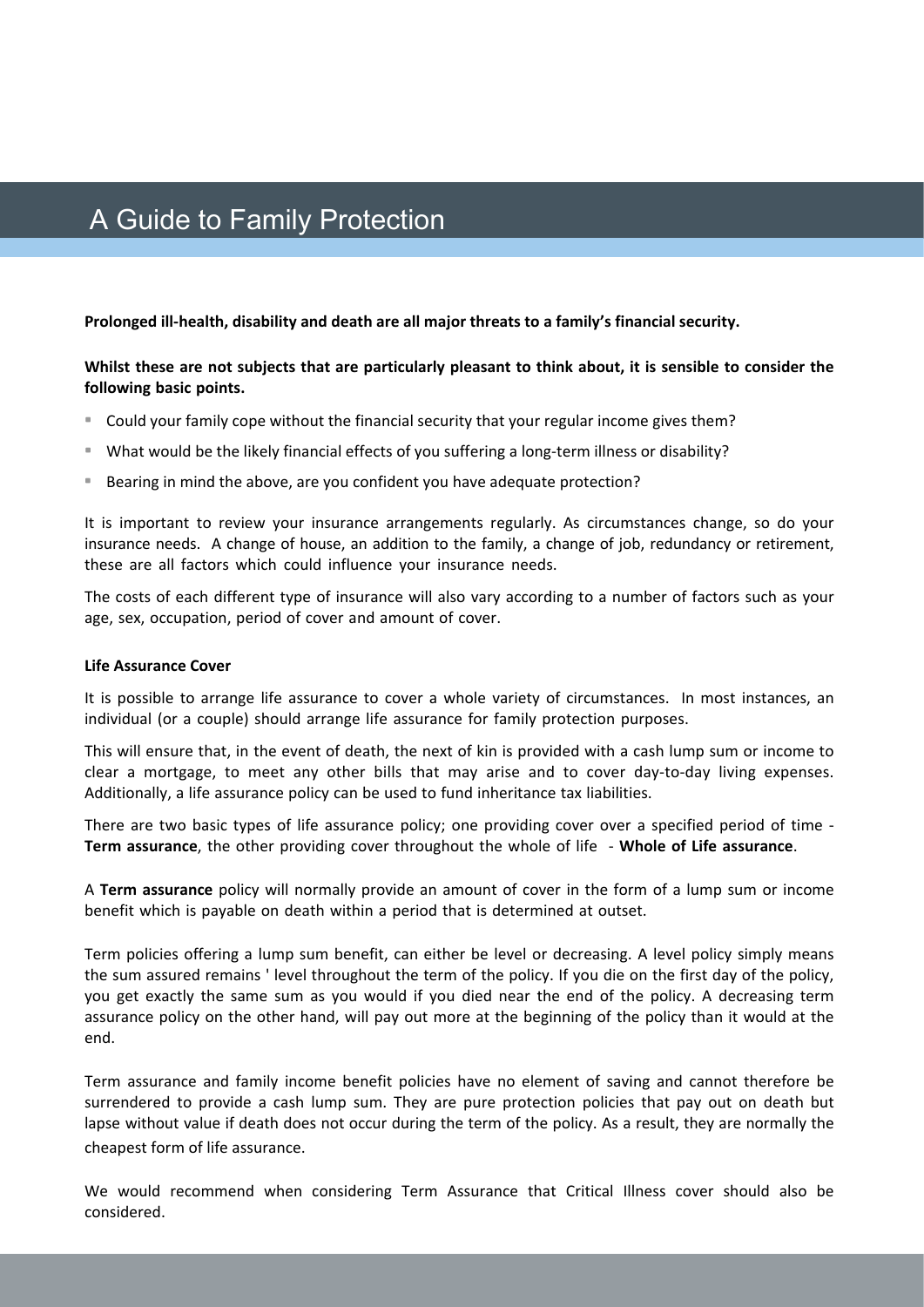# A Guide to Family Protection

**Prolonged ill-health, disability and death are all major threats to a family's financial security.**

**Whilst these are not subjects that are particularly pleasant to think about, it is sensible to consider the following basic points.**

- Could your family cope without the financial security that your regular income gives them?
- What would be the likely financial effects of you suffering a long-term illness or disability?
- Bearing in mind the above, are you confident you have adequate protection?

It is important to review your insurance arrangements regularly. As circumstances change, so do your insurance needs. A change of house, an addition to the family, a change of job, redundancy or retirement, these are all factors which could influence your insurance needs.

The costs of each different type of insurance will also vary according to a number of factors such as your age, sex, occupation, period of cover and amount of cover.

**Life Assurance Cover**

It is possible to arrange life assurance to cover a whole variety of circumstances. In most instances, an individual (or a couple) should arrange life assurance for family protection purposes.

This will ensure that, in the event of death, the next of kin is provided with a cash lump sum or income to clear a mortgage, to meet any other bills that may arise and to cover day-to-day living expenses. Additionally, a life assurance policy can be used to fund inheritance tax liabilities.

There are two basic types of life assurance policy; one providing cover over a specified period of time - **Term assurance**, the other providing cover throughout the whole of life - **Whole of Life assurance**.

A **Term assurance** policy will normally provide an amount of cover in the form of a lump sum or income benefit which is payable on death within a period that is determined at outset.

Term policies offering a lump sum benefit, can either be level or decreasing. A level policy simply means the sum assured remains ' level throughout the term of the policy. If you die on the first day of the policy, you get exactly the same sum as you would if you died near the end of the policy. A decreasing term assurance policy on the other hand, will pay out more at the beginning of the policy than it would at the end.

Term assurance and family income benefit policies have no element of saving and cannot therefore be surrendered to provide a cash lump sum. They are pure protection policies that pay out on death but lapse without value if death does not occur during the term of the policy. As a result, they are normally the cheapest form of life assurance.

We would recommend when considering Term Assurance that Critical Illness cover should also be considered.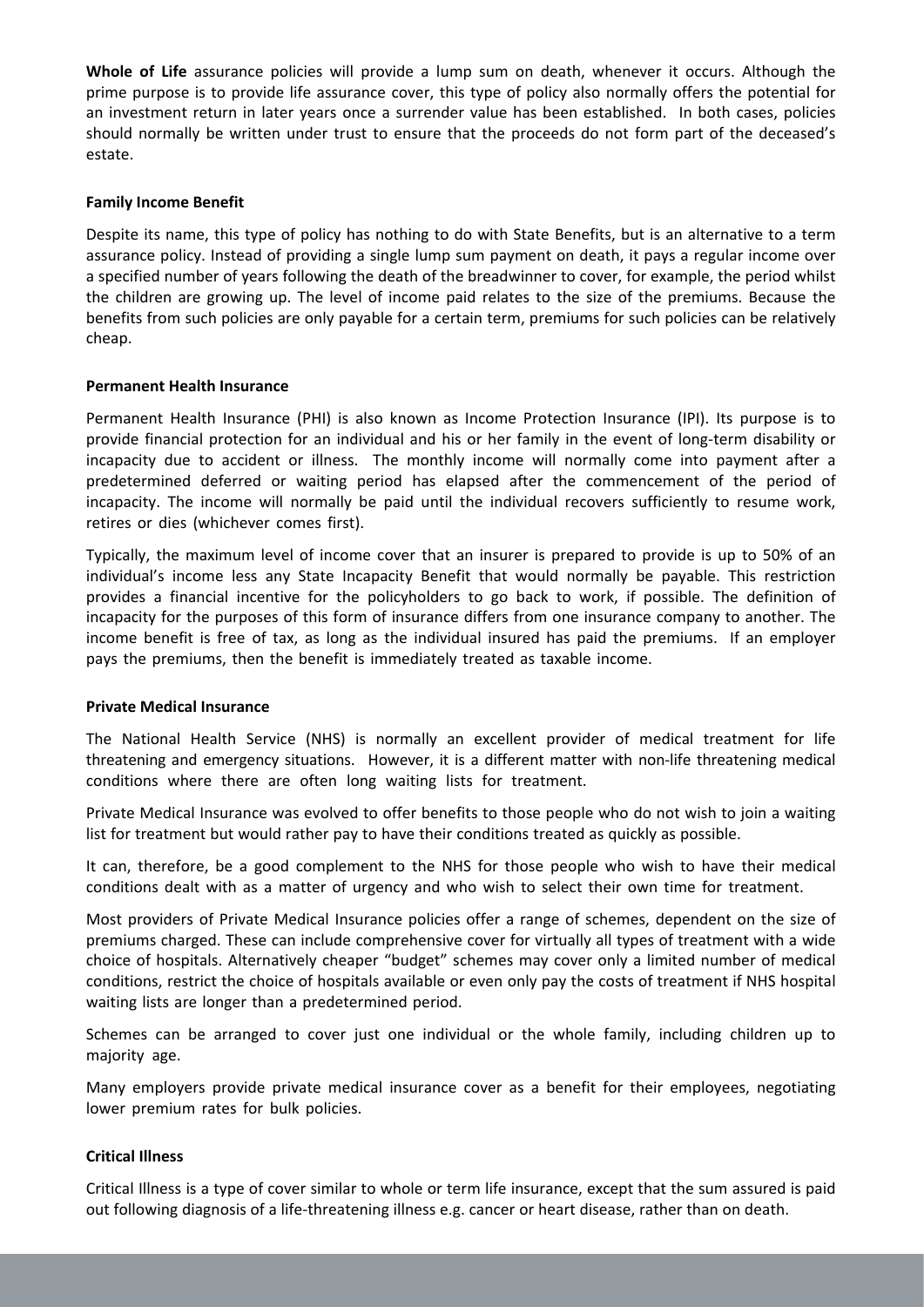**Whole of Life** assurance policies will provide a lump sum on death, whenever it occurs. Although the prime purpose is to provide life assurance cover, this type of policy also normally offers the potential for an investment return in later years once a surrender value has been established. In both cases, policies should normally be written under trust to ensure that the proceeds do not form part of the deceased's estate.

### Family Income Benefit

Despite its name, this type of policy has nothing to do with State Benefits, but is an alternative to a term assurance policy. Instead of providing a single lump sum payment on death, it pays a regular income over a specified number of years following the death of the breadwinner to cover, for example, the period whilst the children are growing up. The level of income paid relates to the size of the premiums. Because the benefits from such policies are only payable for a certain term, premiums for such policies can be relatively cheap.

### Permanent Health Insurance

Permanent Health Insurance (PHI) is also known as Income Protection Insurance (IPI). Its purpose is to provide financial protection for an individual and his or her family in the event of long-term disability or incapacity due to accident or illness. The monthly income will normally come into payment after a predetermined deferred or waiting period has elapsed after the commencement of the period of incapacity. The income will normally be paid until the individual recovers sufficiently to resume work, retires or dies (whichever comes first).

Typically, the maximum level of income cover that an insurer is prepared to provide is up to 50% of an individual's income less any State Incapacity Benefit that would normally be payable. This restriction provides a financial incentive for the policyholders to go back to work, if possible. The definition of incapacity for the purposes of this form of insurance differs from one insurance company to another. The income benefit is free of tax, as long as the individual insured has paid the premiums. If an employer pays the premiums, then the benefit is immediately treated as taxable income.

### Private Medical Insurance

The National Health Service (NHS) is normally an excellent provider of medical treatment for life threatening and emergency situations. However, it is a different matter with non-life threatening medical conditions where there are often long waiting lists for treatment.

Private Medical Insurance was evolved to offer benefits to those people who do not wish to join a waiting list for treatment but would rather pay to have their conditions treated as quickly as possible.

It can, therefore, be a good complement to the NHS for those people who wish to have their medical conditions dealt with as a matter of urgency and who wish to select their own time for treatment.

Most providers of Private Medical Insurance policies offer a range of schemes, dependent on the size of premiums charged. These can include comprehensive cover for virtually all types of treatment with a wide choice of hospitals. Alternatively cheaper "budget" schemes may cover only a limited number of medical conditions, restrict the choice of hospitals available or even only pay the costs of treatment if NHS hospital waiting lists are longer than a predetermined period.

Schemes can be arranged to cover just one individual or the whole family, including children up to majority age.

Many employers provide private medical insurance cover as a benefit for their employees, negotiating lower premium rates for bulk policies.

### Critical Illness

Critical Illness is a type of cover similar to whole or term life insurance, except that the sum assured is paid out following diagnosis of a life-threatening illness e.g. cancer or heart disease, rather than on death.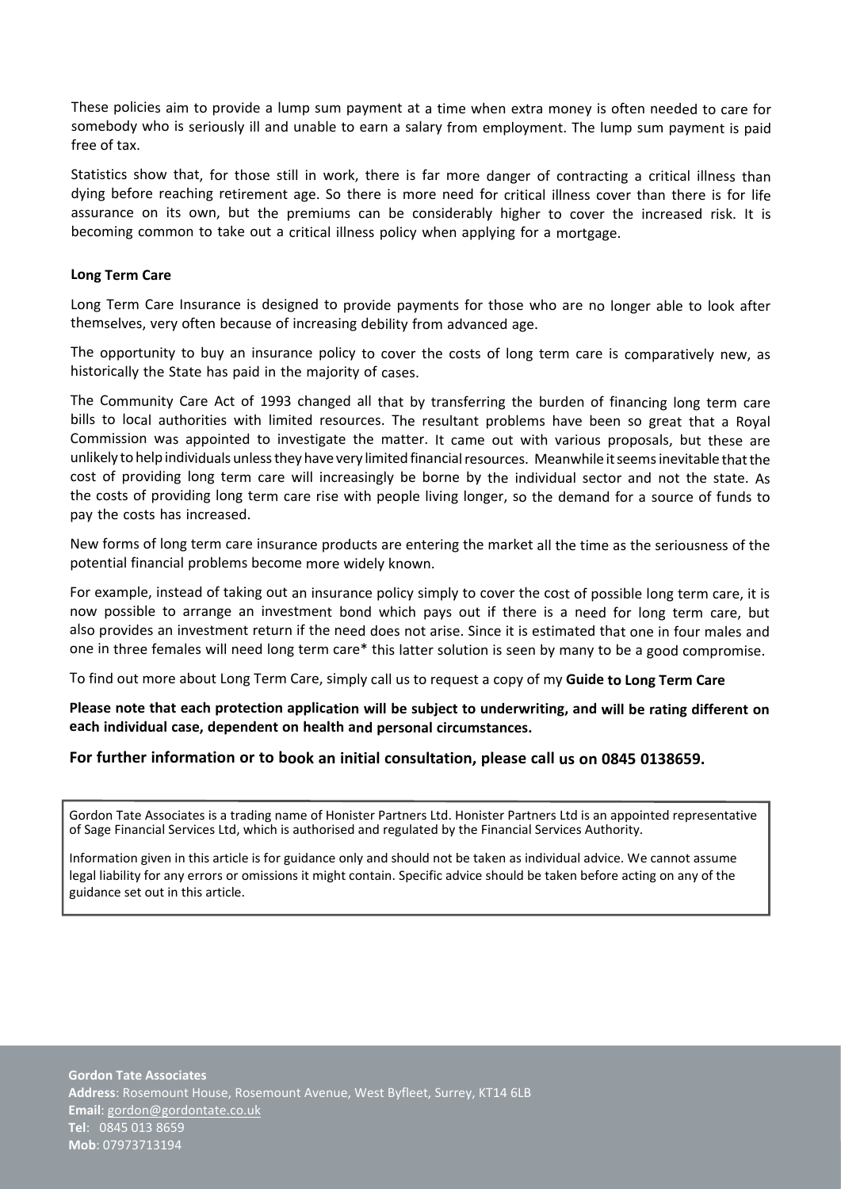These policies aim to provide a lump sum payment at a time when extra money is often needed to care for somebody who is seriously ill and unable to earn a salary from employment. The lump sum payment is paid free of tax.

Statistics show that, for those still in work, there is far more danger of contracting a critical illness than dying before reaching retirement age. So there is more need for critical illness cover than there is for life assurance on its own, but the premiums can be considerably higher to cover the increased risk. It is becoming common to take out a critical illness policy when applying for a mortgage.

**Long Term Care**

Long Term Care Insurance is designed to provide payments for those who are no longer able to look after themselves, very often because of increasing debility from advanced age.

The opportunity to buy an insurance policy to cover the costs of long term care is comparatively new, as historically the State has paid in the majority of cases.

The Community Care Act of 1993 changed all that by transferring the burden of financing long term care bills to local authorities with limited resources. The resultant problems have been so great that a Royal Commission was appointed to investigate the matter. It came out with various proposals, but these are unlikely to help individuals unless they have very limited financial resources. Meanwhile it seems inevitable that the cost of providing long term care will increasingly be borne by the individual sector and not the state. As the costs of providing long term care rise with people living longer, so the demand for a source of funds to pay the costs has increased.

New forms of long term care insurance products are entering the market all the time as the seriousness of the potential financial problems become more widely known.

For example, instead of taking out an insurance policy simply to cover the cost of possible long term care, it is now possible to arrange an investment bond which pays out if there is a need for long term care, but also provides an investment return if the need does not arise. Since it is estimated that one in four males and one in three females will need long term care* this latter solution is seen by many to be a good compromise.

To find out more about Long Term Care, simply call us to request a copy of my **Guide to Long Term Care**

**Please note that each protection application will be subject to underwriting, and will be rating different on each individual case, dependent on health and personal circumstances.**

**For further information or to book an initial consultation, please call us on 0845 0138659.**

Gordon Tate Associates is a trading name of Honister Partners Ltd. Honister Partners Ltd is an appointed representative of Sage Financial Services Ltd, which is authorised and regulated by the Financial Services Authority.

Information given in this article is for guidance only and should not be taken as individual advice. We cannot assume legal liability for any errors or omissions it might contain. Specific advice should be taken before acting on any of the guidance set out in this article.

**Gordon Tate Associates**
**Address**: Rosemount House, Rosemount Avenue, West Byfleet, Surrey, KT14 6LB
**Email**: gordon@gordontate.co.uk
**Tel**: 0845 013 8659
**Mob**: 07973713194